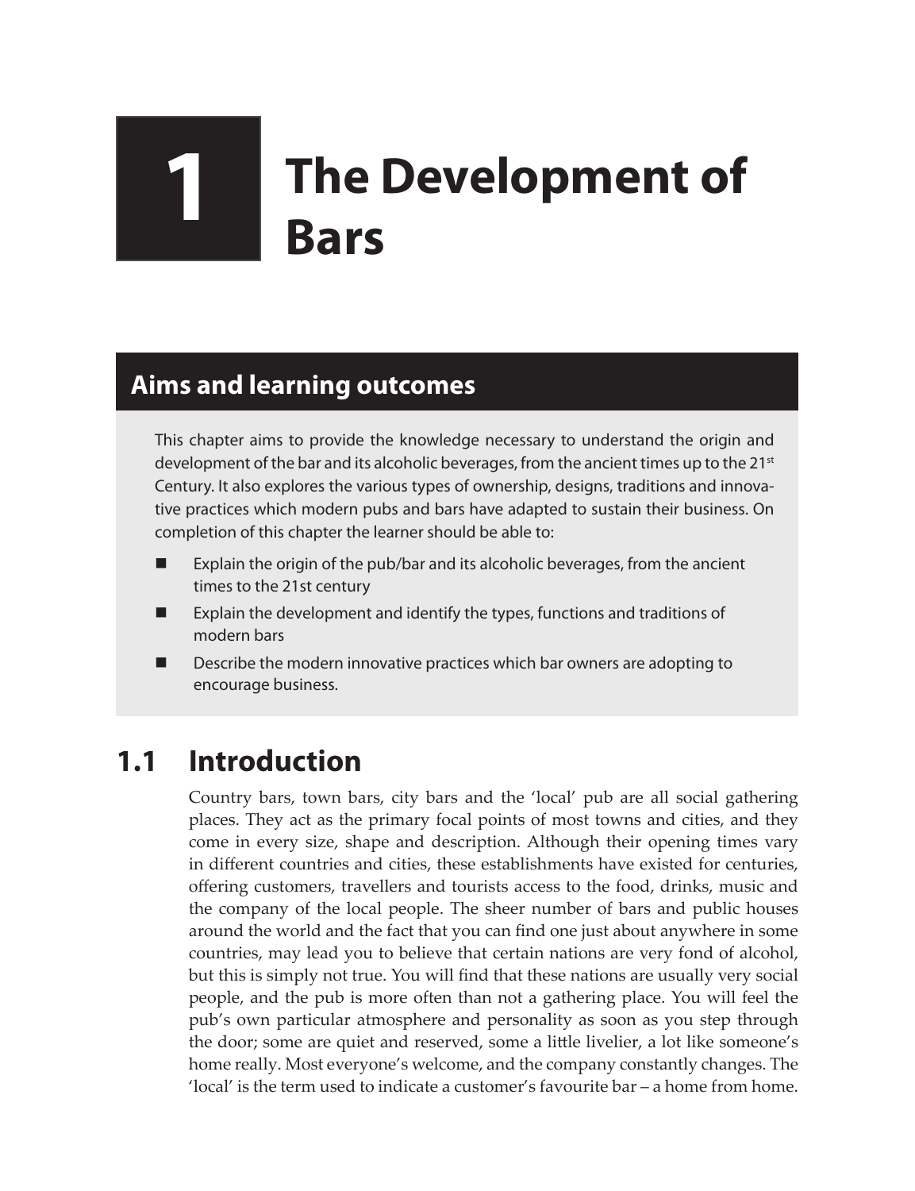# 1 The Development of Bars

## Aims and learning outcomes

This chapter aims to provide the knowledge necessary to understand the origin and development of the bar and its alcoholic beverages, from the ancient times up to the 21st Century. It also explores the various types of ownership, designs, traditions and innovative practices which modern pubs and bars have adapted to sustain their business. On completion of this chapter the learner should be able to:

- Explain the origin of the pub/bar and its alcoholic beverages, from the ancient times to the 21st century
- Explain the development and identify the types, functions and traditions of modern bars
- Describe the modern innovative practices which bar owners are adopting to encourage business.

## 1.1 Introduction

Country bars, town bars, city bars and the 'local' pub are all social gathering places. They act as the primary focal points of most towns and cities, and they come in every size, shape and description. Although their opening times vary in different countries and cities, these establishments have existed for centuries, offering customers, travellers and tourists access to the food, drinks, music and the company of the local people. The sheer number of bars and public houses around the world and the fact that you can find one just about anywhere in some countries, may lead you to believe that certain nations are very fond of alcohol, but this is simply not true. You will find that these nations are usually very social people, and the pub is more often than not a gathering place. You will feel the pub's own particular atmosphere and personality as soon as you step through the door; some are quiet and reserved, some a little livelier, a lot like someone's home really. Most everyone's welcome, and the company constantly changes. The 'local' is the term used to indicate a customer's favourite bar – a home from home.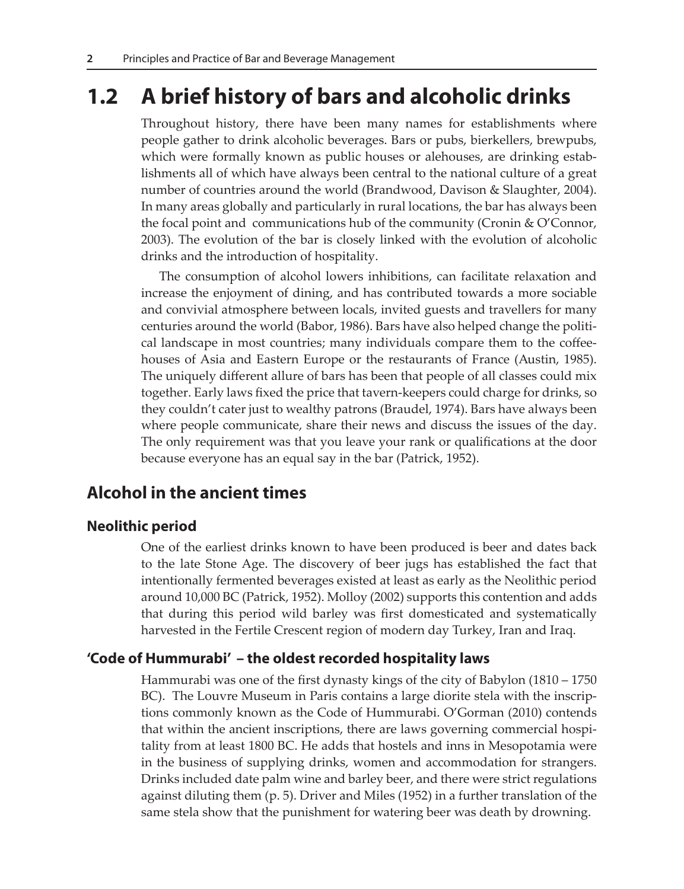## 1.2 A brief history of bars and alcoholic drinks

Throughout history, there have been many names for establishments where people gather to drink alcoholic beverages. Bars or pubs, bierkellers, brewpubs, which were formally known as public houses or alehouses, are drinking establishments all of which have always been central to the national culture of a great number of countries around the world (Brandwood, Davison & Slaughter, 2004). In many areas globally and particularly in rural locations, the bar has always been the focal point and communications hub of the community (Cronin & O'Connor, 2003). The evolution of the bar is closely linked with the evolution of alcoholic drinks and the introduction of hospitality.

The consumption of alcohol lowers inhibitions, can facilitate relaxation and increase the enjoyment of dining, and has contributed towards a more sociable and convivial atmosphere between locals, invited guests and travellers for many centuries around the world (Babor, 1986). Bars have also helped change the political landscape in most countries; many individuals compare them to the coffeehouses of Asia and Eastern Europe or the restaurants of France (Austin, 1985). The uniquely different allure of bars has been that people of all classes could mix together. Early laws fixed the price that tavern-keepers could charge for drinks, so they couldn't cater just to wealthy patrons (Braudel, 1974). Bars have always been where people communicate, share their news and discuss the issues of the day. The only requirement was that you leave your rank or qualifications at the door because everyone has an equal say in the bar (Patrick, 1952).

### Alcohol in the ancient times

#### Neolithic period

One of the earliest drinks known to have been produced is beer and dates back to the late Stone Age. The discovery of beer jugs has established the fact that intentionally fermented beverages existed at least as early as the Neolithic period around 10,000 BC (Patrick, 1952). Molloy (2002) supports this contention and adds that during this period wild barley was first domesticated and systematically harvested in the Fertile Crescent region of modern day Turkey, Iran and Iraq.

#### 'Code of Hummurabi' – the oldest recorded hospitality laws

Hammurabi was one of the first dynasty kings of the city of Babylon (1810 – 1750 BC). The Louvre Museum in Paris contains a large diorite stela with the inscriptions commonly known as the Code of Hummurabi. O'Gorman (2010) contends that within the ancient inscriptions, there are laws governing commercial hospitality from at least 1800 BC. He adds that hostels and inns in Mesopotamia were in the business of supplying drinks, women and accommodation for strangers. Drinks included date palm wine and barley beer, and there were strict regulations against diluting them (p. 5). Driver and Miles (1952) in a further translation of the same stela show that the punishment for watering beer was death by drowning.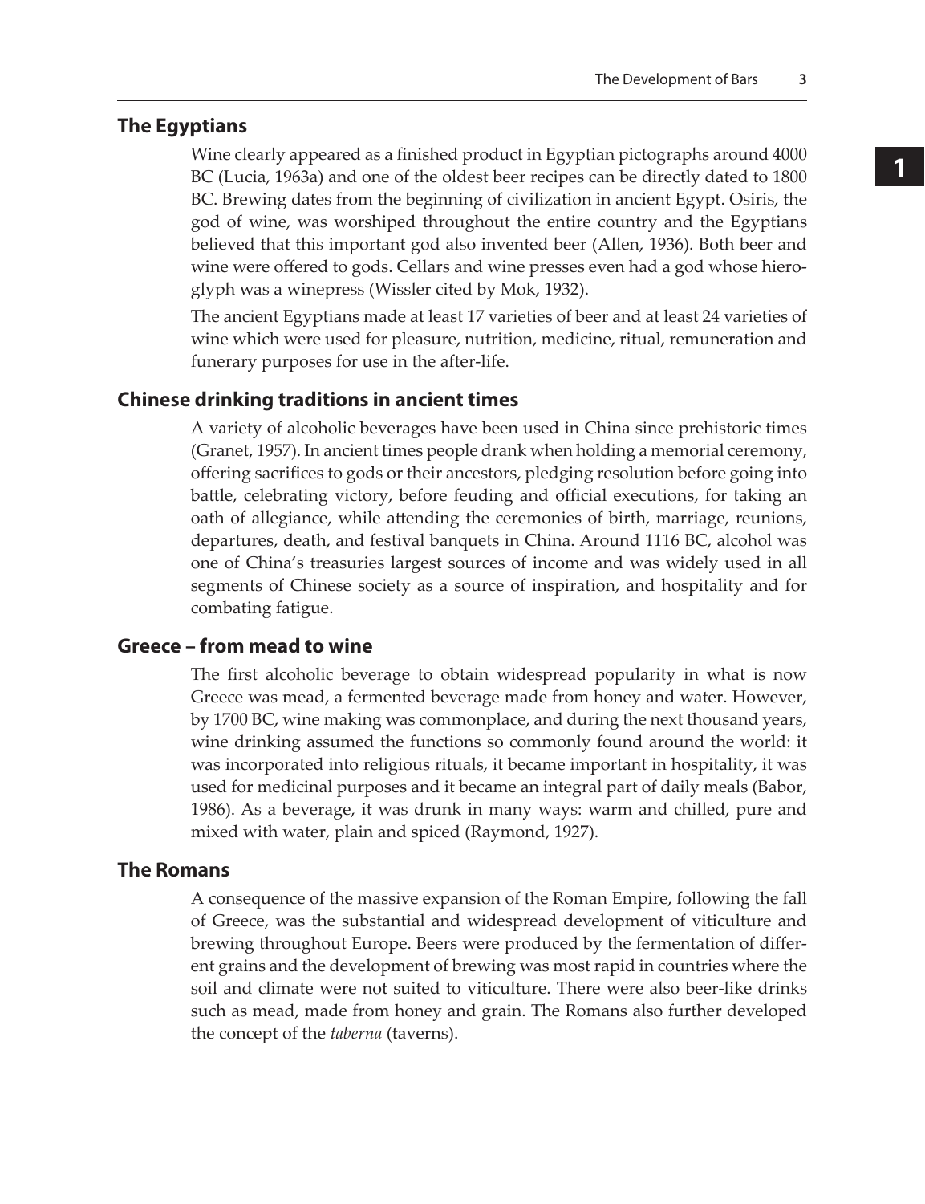## The Egyptians

Wine clearly appeared as a finished product in Egyptian pictographs around 4000 BC (Lucia, 1963a) and one of the oldest beer recipes can be directly dated to 1800 BC. Brewing dates from the beginning of civilization in ancient Egypt. Osiris, the god of wine, was worshiped throughout the entire country and the Egyptians believed that this important god also invented beer (Allen, 1936). Both beer and wine were offered to gods. Cellars and wine presses even had a god whose hieroglyph was a winepress (Wissler cited by Mok, 1932).

The ancient Egyptians made at least 17 varieties of beer and at least 24 varieties of wine which were used for pleasure, nutrition, medicine, ritual, remuneration and funerary purposes for use in the after-life.

## Chinese drinking traditions in ancient times

A variety of alcoholic beverages have been used in China since prehistoric times (Granet, 1957). In ancient times people drank when holding a memorial ceremony, offering sacrifices to gods or their ancestors, pledging resolution before going into battle, celebrating victory, before feuding and official executions, for taking an oath of allegiance, while attending the ceremonies of birth, marriage, reunions, departures, death, and festival banquets in China. Around 1116 BC, alcohol was one of China's treasuries largest sources of income and was widely used in all segments of Chinese society as a source of inspiration, and hospitality and for combating fatigue.

## Greece – from mead to wine

The first alcoholic beverage to obtain widespread popularity in what is now Greece was mead, a fermented beverage made from honey and water. However, by 1700 BC, wine making was commonplace, and during the next thousand years, wine drinking assumed the functions so commonly found around the world: it was incorporated into religious rituals, it became important in hospitality, it was used for medicinal purposes and it became an integral part of daily meals (Babor, 1986). As a beverage, it was drunk in many ways: warm and chilled, pure and mixed with water, plain and spiced (Raymond, 1927).

## The Romans

A consequence of the massive expansion of the Roman Empire, following the fall of Greece, was the substantial and widespread development of viticulture and brewing throughout Europe. Beers were produced by the fermentation of different grains and the development of brewing was most rapid in countries where the soil and climate were not suited to viticulture. There were also beer-like drinks such as mead, made from honey and grain. The Romans also further developed the concept of the *taberna* (taverns).